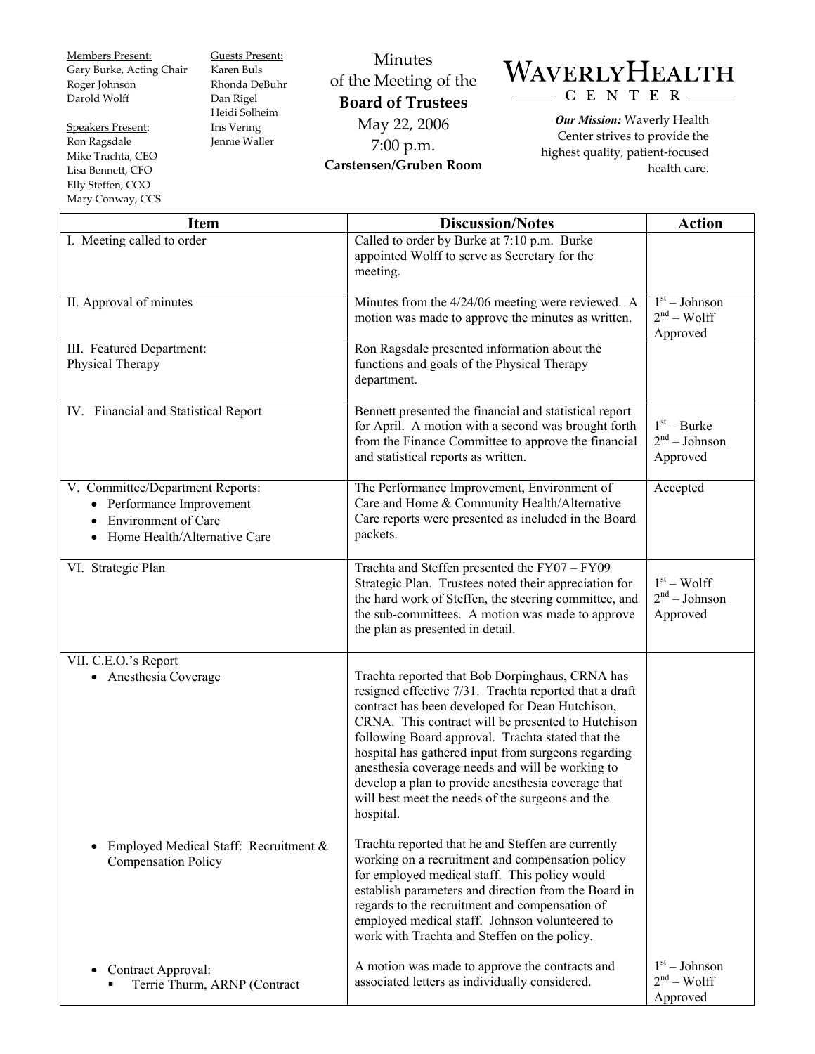Members Present:
Gary Burke, Acting Chair
Roger Johnson
Darold Wolff

Speakers Present:
Ron Ragsdale
Mike Trachta, CEO
Lisa Bennett, CFO
Elly Steffen, COO
Mary Conway, CCS

Guests Present:
Karen Buls
Rhonda DeBuhr
Dan Rigel
Heidi Solheim
Iris Vering
Jennie Waller

# Minutes of the Meeting of the **Board of Trustees**

May 22, 2006
7:00 p.m.
**Carstensen/Gruben Room**

**WAVERLY HEALTH CENTER**

***Our Mission:*** Waverly Health Center strives to provide the highest quality, patient-focused health care.

| Item | Discussion/Notes | Action |
|---|---|---|
| I. Meeting called to order | Called to order by Burke at 7:10 p.m. Burke appointed Wolff to serve as Secretary for the meeting. | |
| II. Approval of minutes | Minutes from the 4/24/06 meeting were reviewed. A motion was made to approve the minutes as written. | 1st – Johnson<br>2nd – Wolff<br>Approved |
| III. Featured Department: Physical Therapy | Ron Ragsdale presented information about the functions and goals of the Physical Therapy department. | |
| IV. Financial and Statistical Report | Bennett presented the financial and statistical report for April. A motion with a second was brought forth from the Finance Committee to approve the financial and statistical reports as written. | 1st – Burke<br>2nd – Johnson<br>Approved |
| V. Committee/Department Reports:<br>• Performance Improvement<br>• Environment of Care<br>• Home Health/Alternative Care | The Performance Improvement, Environment of Care and Home & Community Health/Alternative Care reports were presented as included in the Board packets. | Accepted |
| VI. Strategic Plan | Trachta and Steffen presented the FY07 – FY09 Strategic Plan. Trustees noted their appreciation for the hard work of Steffen, the steering committee, and the sub-committees. A motion was made to approve the plan as presented in detail. | 1st – Wolff<br>2nd – Johnson<br>Approved |
| VII. C.E.O.'s Report<br>• Anesthesia Coverage | Trachta reported that Bob Dorpinghaus, CRNA has resigned effective 7/31. Trachta reported that a draft contract has been developed for Dean Hutchison, CRNA. This contract will be presented to Hutchison following Board approval. Trachta stated that the hospital has gathered input from surgeons regarding anesthesia coverage needs and will be working to develop a plan to provide anesthesia coverage that will best meet the needs of the surgeons and the hospital. | |
| • Employed Medical Staff: Recruitment & Compensation Policy | Trachta reported that he and Steffen are currently working on a recruitment and compensation policy for employed medical staff. This policy would establish parameters and direction from the Board in regards to the recruitment and compensation of employed medical staff. Johnson volunteered to work with Trachta and Steffen on the policy. | |
| • Contract Approval:<br>▪ Terrie Thurm, ARNP (Contract | A motion was made to approve the contracts and associated letters as individually considered. | 1st – Johnson<br>2nd – Wolff<br>Approved |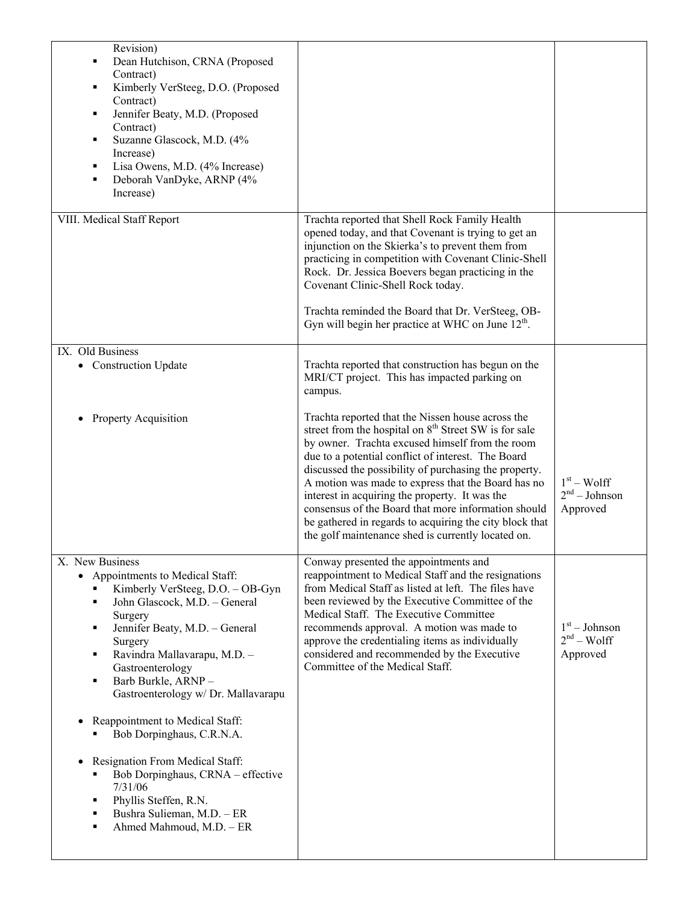| | | |
|---|---|---|
| Revision)<br>▪ Dean Hutchison, CRNA (Proposed Contract)<br>▪ Kimberly VerSteeg, D.O. (Proposed Contract)<br>▪ Jennifer Beaty, M.D. (Proposed Contract)<br>▪ Suzanne Glascock, M.D. (4% Increase)<br>▪ Lisa Owens, M.D. (4% Increase)<br>▪ Deborah VanDyke, ARNP (4% Increase) | | |
| VIII. Medical Staff Report | Trachta reported that Shell Rock Family Health opened today, and that Covenant is trying to get an injunction on the Skierka's to prevent them from practicing in competition with Covenant Clinic-Shell Rock. Dr. Jessica Boevers began practicing in the Covenant Clinic-Shell Rock today.<br><br>Trachta reminded the Board that Dr. VerSteeg, OB-Gyn will begin her practice at WHC on June 12th. | |
| IX. Old Business<br>• Construction Update<br><br><br>• Property Acquisition | Trachta reported that construction has begun on the MRI/CT project. This has impacted parking on campus.<br><br>Trachta reported that the Nissen house across the street from the hospital on 8th Street SW is for sale by owner. Trachta excused himself from the room due to a potential conflict of interest. The Board discussed the possibility of purchasing the property. A motion was made to express that the Board has no interest in acquiring the property. It was the consensus of the Board that more information should be gathered in regards to acquiring the city block that the golf maintenance shed is currently located on. | 1st – Wolff<br>2nd – Johnson<br>Approved |
| X. New Business<br>• Appointments to Medical Staff:<br>▪ Kimberly VerSteeg, D.O. – OB-Gyn<br>▪ John Glascock, M.D. – General Surgery<br>▪ Jennifer Beaty, M.D. – General Surgery<br>▪ Ravindra Mallavarapu, M.D. – Gastroenterology<br>▪ Barb Burkle, ARNP – Gastroenterology w/ Dr. Mallavarapu<br><br>• Reappointment to Medical Staff:<br>▪ Bob Dorpinghaus, C.R.N.A.<br><br>• Resignation From Medical Staff:<br>▪ Bob Dorpinghaus, CRNA – effective 7/31/06<br>▪ Phyllis Steffen, R.N.<br>▪ Bushra Sulieman, M.D. – ER<br>▪ Ahmed Mahmoud, M.D. – ER | Conway presented the appointments and reappointment to Medical Staff and the resignations from Medical Staff as listed at left. The files have been reviewed by the Executive Committee of the Medical Staff. The Executive Committee recommends approval. A motion was made to approve the credentialing items as individually considered and recommended by the Executive Committee of the Medical Staff. | 1st – Johnson<br>2nd – Wolff<br>Approved |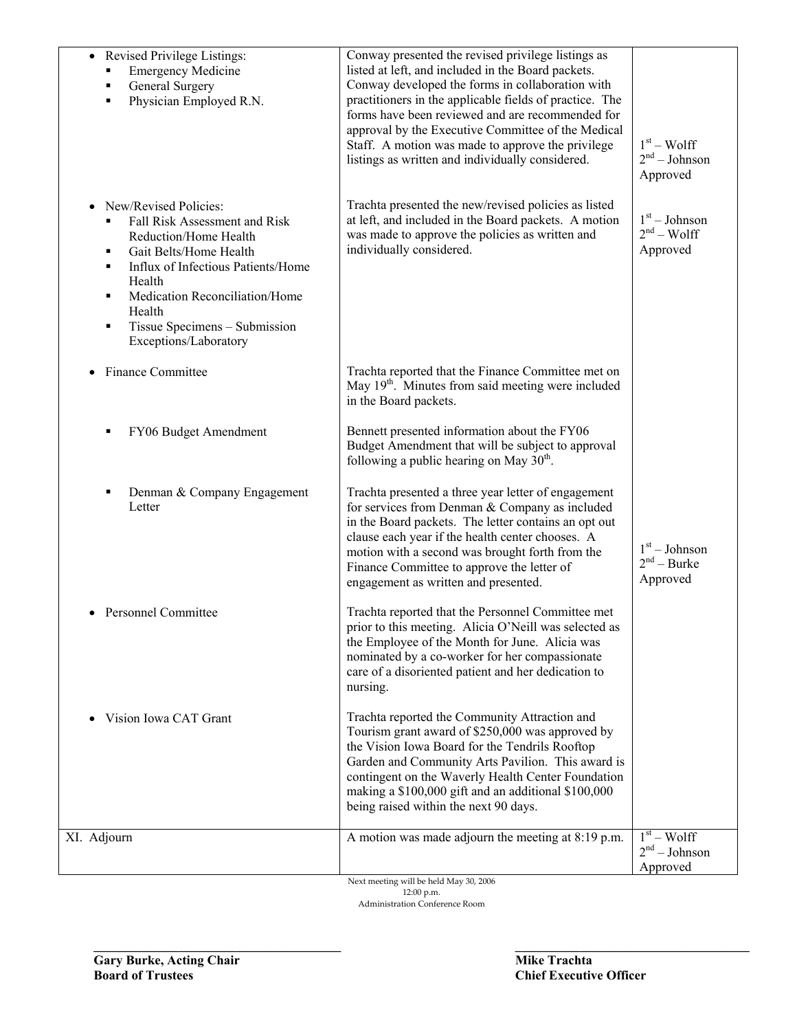| | | |
|---|---|---|
| • Revised Privilege Listings:<br>▪ Emergency Medicine<br>▪ General Surgery<br>▪ Physician Employed R.N. | Conway presented the revised privilege listings as listed at left, and included in the Board packets. Conway developed the forms in collaboration with practitioners in the applicable fields of practice. The forms have been reviewed and are recommended for approval by the Executive Committee of the Medical Staff. A motion was made to approve the privilege listings as written and individually considered. | 1st – Wolff<br>2nd – Johnson<br>Approved |
| • New/Revised Policies:<br>▪ Fall Risk Assessment and Risk Reduction/Home Health<br>▪ Gait Belts/Home Health<br>▪ Influx of Infectious Patients/Home Health<br>▪ Medication Reconciliation/Home Health<br>▪ Tissue Specimens – Submission Exceptions/Laboratory | Trachta presented the new/revised policies as listed at left, and included in the Board packets. A motion was made to approve the policies as written and individually considered. | 1st – Johnson<br>2nd – Wolff<br>Approved |
| • Finance Committee | Trachta reported that the Finance Committee met on May 19th. Minutes from said meeting were included in the Board packets. | |
| ▪ FY06 Budget Amendment | Bennett presented information about the FY06 Budget Amendment that will be subject to approval following a public hearing on May 30th. | |
| ▪ Denman & Company Engagement Letter | Trachta presented a three year letter of engagement for services from Denman & Company as included in the Board packets. The letter contains an opt out clause each year if the health center chooses. A motion with a second was brought forth from the Finance Committee to approve the letter of engagement as written and presented. | 1st – Johnson<br>2nd – Burke<br>Approved |
| • Personnel Committee | Trachta reported that the Personnel Committee met prior to this meeting. Alicia O'Neill was selected as the Employee of the Month for June. Alicia was nominated by a co-worker for her compassionate care of a disoriented patient and her dedication to nursing. | |
| • Vision Iowa CAT Grant | Trachta reported the Community Attraction and Tourism grant award of $250,000 was approved by the Vision Iowa Board for the Tendrils Rooftop Garden and Community Arts Pavilion. This award is contingent on the Waverly Health Center Foundation making a $100,000 gift and an additional $100,000 being raised within the next 90 days. | |
| XI. Adjourn | A motion was made adjourn the meeting at 8:19 p.m. | 1st – Wolff<br>2nd – Johnson<br>Approved |

Next meeting will be held May 30, 2006
12:00 p.m.
Administration Conference Room

**Gary Burke, Acting Chair**
**Board of Trustees**

**Mike Trachta**
**Chief Executive Officer**